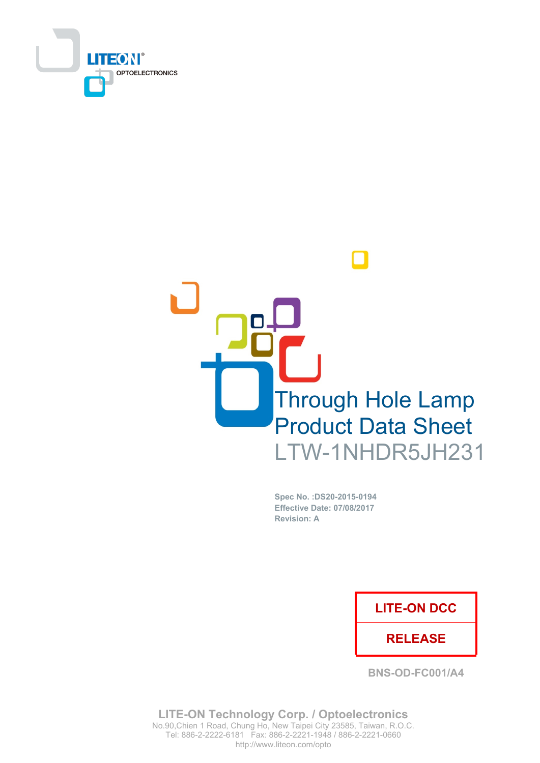LITEON OPTOELECTRONICS

# Through Hole Lamp Product Data Sheet

# LTW-1NHDR5JH231

**Spec No. :DS20-2015-0194**
**Effective Date: 07/08/2017**
**Revision: A**

| LITE-ON DCC |
|---|
| RELEASE |

**BNS-OD-FC001/A4**

**LITE-ON Technology Corp. / Optoelectronics**
No.90,Chien 1 Road, Chung Ho, New Taipei City 23585, Taiwan, R.O.C.
Tel: 886-2-2222-6181 Fax: 886-2-2221-1948 / 886-2-2221-0660
http://www.liteon.com/opto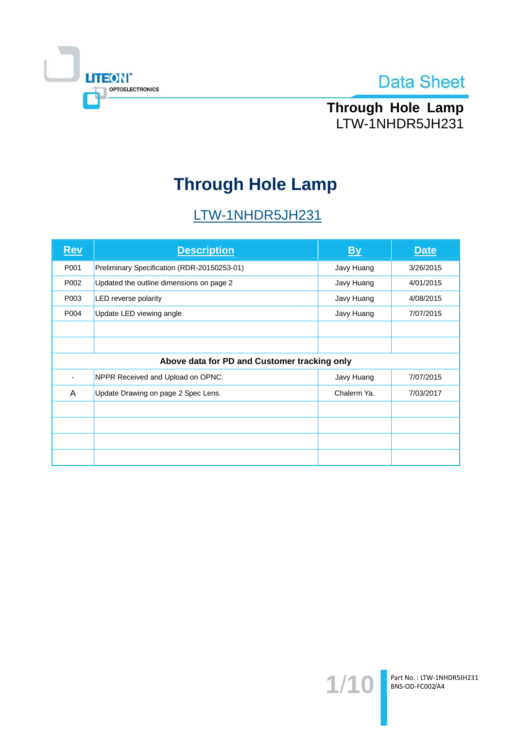# Through Hole Lamp

## LTW-1NHDR5JH231

| Rev | Description | By | Date |
|---|---|---|---|
| P001 | Preliminary Specification (RDR-20150253-01) | Javy Huang | 3/26/2015 |
| P002 | Updated the outline dimensions on page 2 | Javy Huang | 4/01/2015 |
| P003 | LED reverse polarity | Javy Huang | 4/08/2015 |
| P004 | Update LED viewing angle | Javy Huang | 7/07/2015 |
| | | | |
| | | | |
| **Above data for PD and Customer tracking only** | | | |
| - | NPPR Received and Upload on OPNC. | Javy Huang | 7/07/2015 |
| A | Update Drawing on page 2 Spec Lens. | Chalerm Ya. | 7/03/2017 |
| | | | |
| | | | |
| | | | |
| | | | |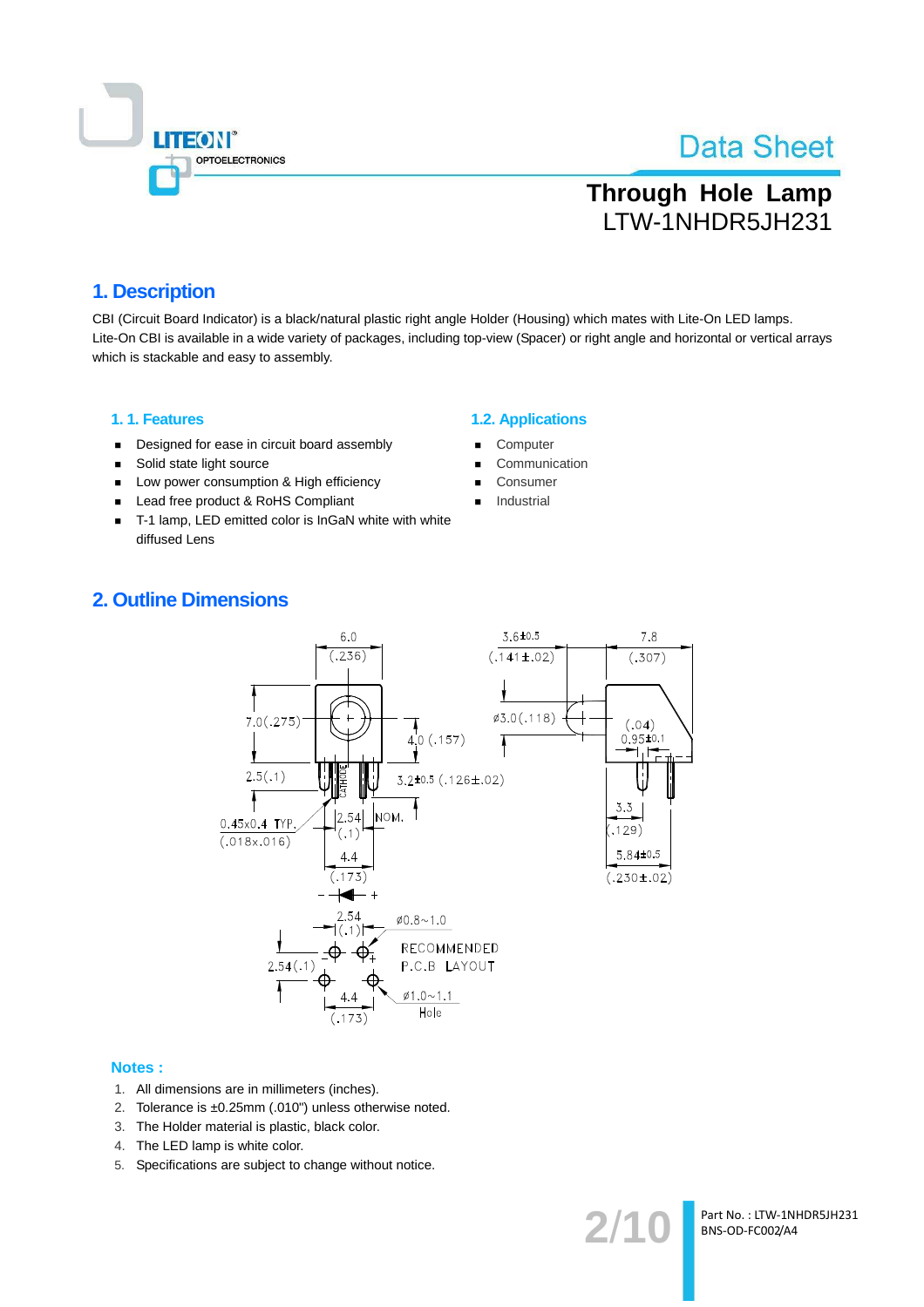# Through Hole Lamp
## LTW-1NHDR5JH231

## 1. Description

CBI (Circuit Board Indicator) is a black/natural plastic right angle Holder (Housing) which mates with Lite-On LED lamps. Lite-On CBI is available in a wide variety of packages, including top-view (Spacer) or right angle and horizontal or vertical arrays which is stackable and easy to assembly.

### 1. 1. Features

- Designed for ease in circuit board assembly
- Solid state light source
- Low power consumption & High efficiency
- Lead free product & RoHS Compliant
- T-1 lamp, LED emitted color is InGaN white with white diffused Lens

### 1.2. Applications

- Computer
- Communication
- Consumer
- Industrial

## 2. Outline Dimensions

**Notes :**

1. All dimensions are in millimeters (inches).
2. Tolerance is ±0.25mm (.010") unless otherwise noted.
3. The Holder material is plastic, black color.
4. The LED lamp is white color.
5. Specifications are subject to change without notice.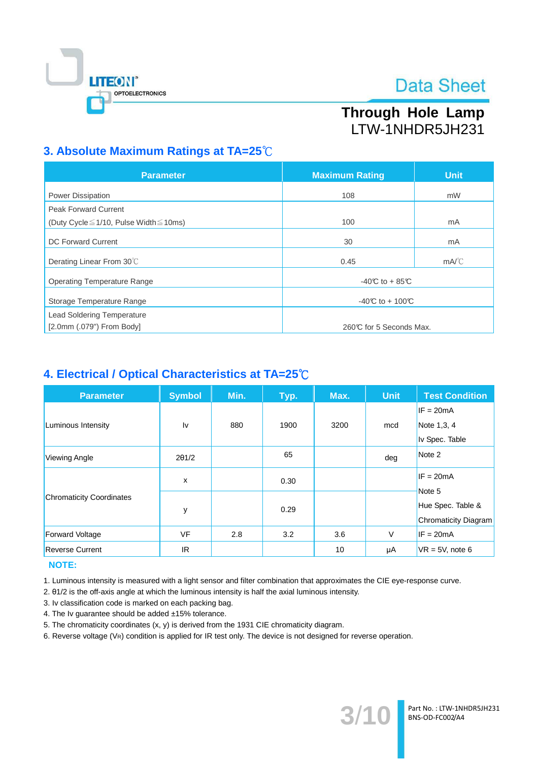## 3. Absolute Maximum Ratings at TA=25℃

| Parameter | Maximum Rating | Unit |
|---|---|---|
| Power Dissipation | 108 | mW |
| Peak Forward Current (Duty Cycle≦1/10, Pulse Width≦10ms) | 100 | mA |
| DC Forward Current | 30 | mA |
| Derating Linear From 30℃ | 0.45 | mA/℃ |
| Operating Temperature Range | -40℃ to + 85℃ | |
| Storage Temperature Range | -40℃ to + 100℃ | |
| Lead Soldering Temperature [2.0mm (.079") From Body] | 260℃ for 5 Seconds Max. | |

## 4. Electrical / Optical Characteristics at TA=25℃

| Parameter | Symbol | Min. | Typ. | Max. | Unit | Test Condition |
|---|---|---|---|---|---|---|
| Luminous Intensity | Iv | 880 | 1900 | 3200 | mcd | IF = 20mA Note 1,3, 4 Iv Spec. Table |
| Viewing Angle | 2θ1/2 | | 65 | | deg | Note 2 |
| Chromaticity Coordinates | x | | 0.30 | | | IF = 20mA Note 5 Hue Spec. Table & Chromaticity Diagram |
| | y | | 0.29 | | | |
| Forward Voltage | VF | 2.8 | 3.2 | 3.6 | V | IF = 20mA |
| Reverse Current | IR | | | 10 | μA | VR = 5V, note 6 |

**NOTE:**

1. Luminous intensity is measured with a light sensor and filter combination that approximates the CIE eye-response curve.
2. θ1/2 is the off-axis angle at which the luminous intensity is half the axial luminous intensity.
3. Iv classification code is marked on each packing bag.
4. The Iv guarantee should be added ±15% tolerance.
5. The chromaticity coordinates (x, y) is derived from the 1931 CIE chromaticity diagram.
6. Reverse voltage ($V_R$) condition is applied for IR test only. The device is not designed for reverse operation.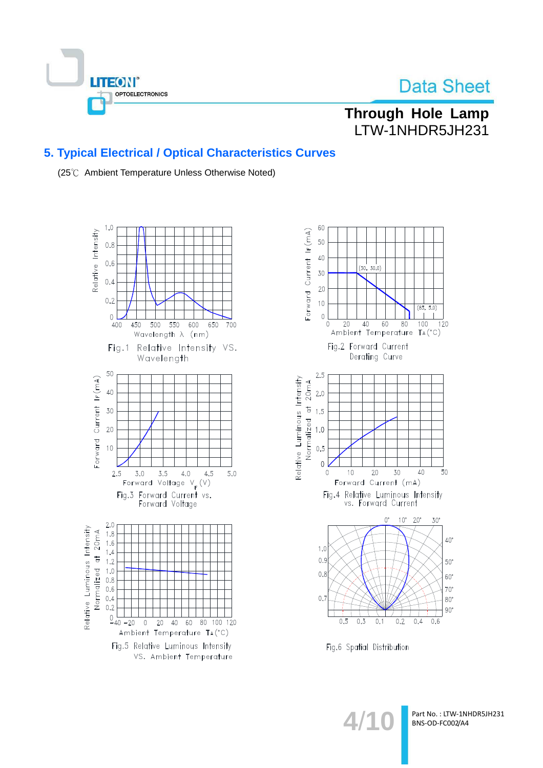## 5. Typical Electrical / Optical Characteristics Curves

(25℃ Ambient Temperature Unless Otherwise Noted)

Fig.1 Relative Intensity VS. Wavelength

Fig.2 Forward Current Derating Curve

Fig.3 Forward Current vs. Forward Voltage

Fig.4 Relative Luminous Intensity vs. Forward Current

Fig.5 Relative Luminous Intensity VS. Ambient Temperature

Fig.6 Spatial Distribution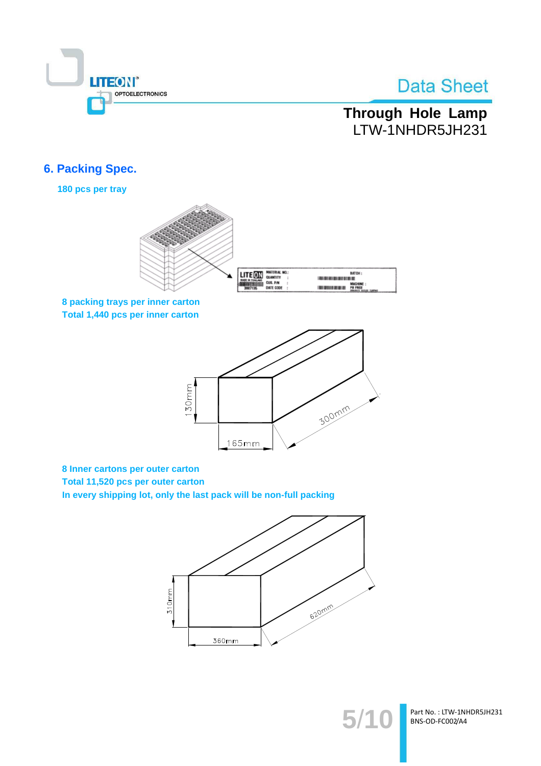## 6. Packing Spec.

**180 pcs per tray**

**8 packing trays per inner carton**
**Total 1,440 pcs per inner carton**

130mm

165mm

300mm

**8 Inner cartons per outer carton**
**Total 11,520 pcs per outer carton**
**In every shipping lot, only the last pack will be non-full packing**

310mm

360mm

620mm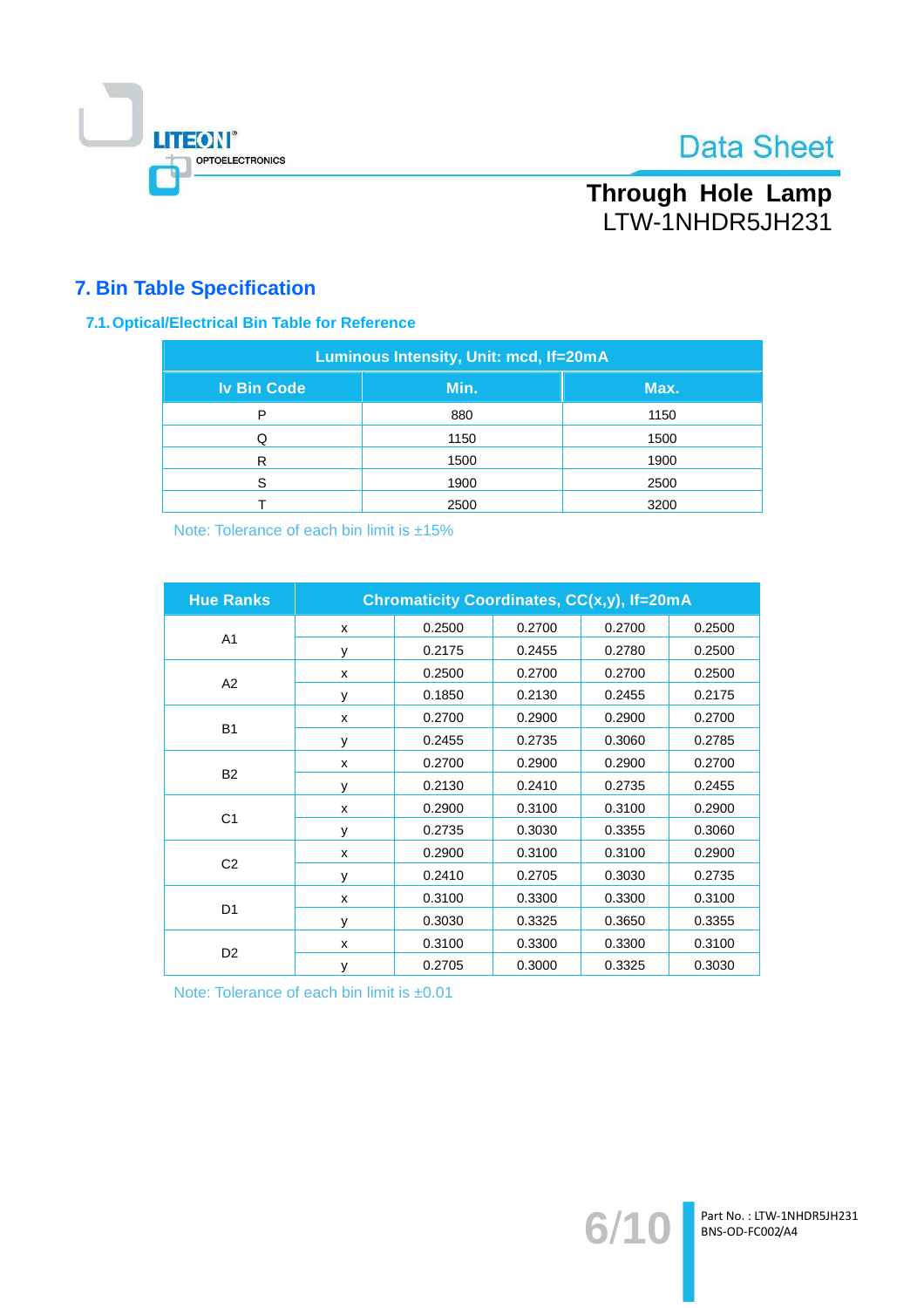# 7. Bin Table Specification

## 7.1. Optical/Electrical Bin Table for Reference

| Luminous Intensity, Unit: mcd, If=20mA | | |
|---|---|---|
| Iv Bin Code | Min. | Max. |
| P | 880 | 1150 |
| Q | 1150 | 1500 |
| R | 1500 | 1900 |
| S | 1900 | 2500 |
| T | 2500 | 3200 |

Note: Tolerance of each bin limit is ±15%

| Hue Ranks | Chromaticity Coordinates, CC(x,y), If=20mA | | | | |
|---|---|---|---|---|---|
| A1 | x | 0.2500 | 0.2700 | 0.2700 | 0.2500 |
| | y | 0.2175 | 0.2455 | 0.2780 | 0.2500 |
| A2 | x | 0.2500 | 0.2700 | 0.2700 | 0.2500 |
| | y | 0.1850 | 0.2130 | 0.2455 | 0.2175 |
| B1 | x | 0.2700 | 0.2900 | 0.2900 | 0.2700 |
| | y | 0.2455 | 0.2735 | 0.3060 | 0.2785 |
| B2 | x | 0.2700 | 0.2900 | 0.2900 | 0.2700 |
| | y | 0.2130 | 0.2410 | 0.2735 | 0.2455 |
| C1 | x | 0.2900 | 0.3100 | 0.3100 | 0.2900 |
| | y | 0.2735 | 0.3030 | 0.3355 | 0.3060 |
| C2 | x | 0.2900 | 0.3100 | 0.3100 | 0.2900 |
| | y | 0.2410 | 0.2705 | 0.3030 | 0.2735 |
| D1 | x | 0.3100 | 0.3300 | 0.3300 | 0.3100 |
| | y | 0.3030 | 0.3325 | 0.3650 | 0.3355 |
| D2 | x | 0.3100 | 0.3300 | 0.3300 | 0.3100 |
| | y | 0.2705 | 0.3000 | 0.3325 | 0.3030 |

Note: Tolerance of each bin limit is ±0.01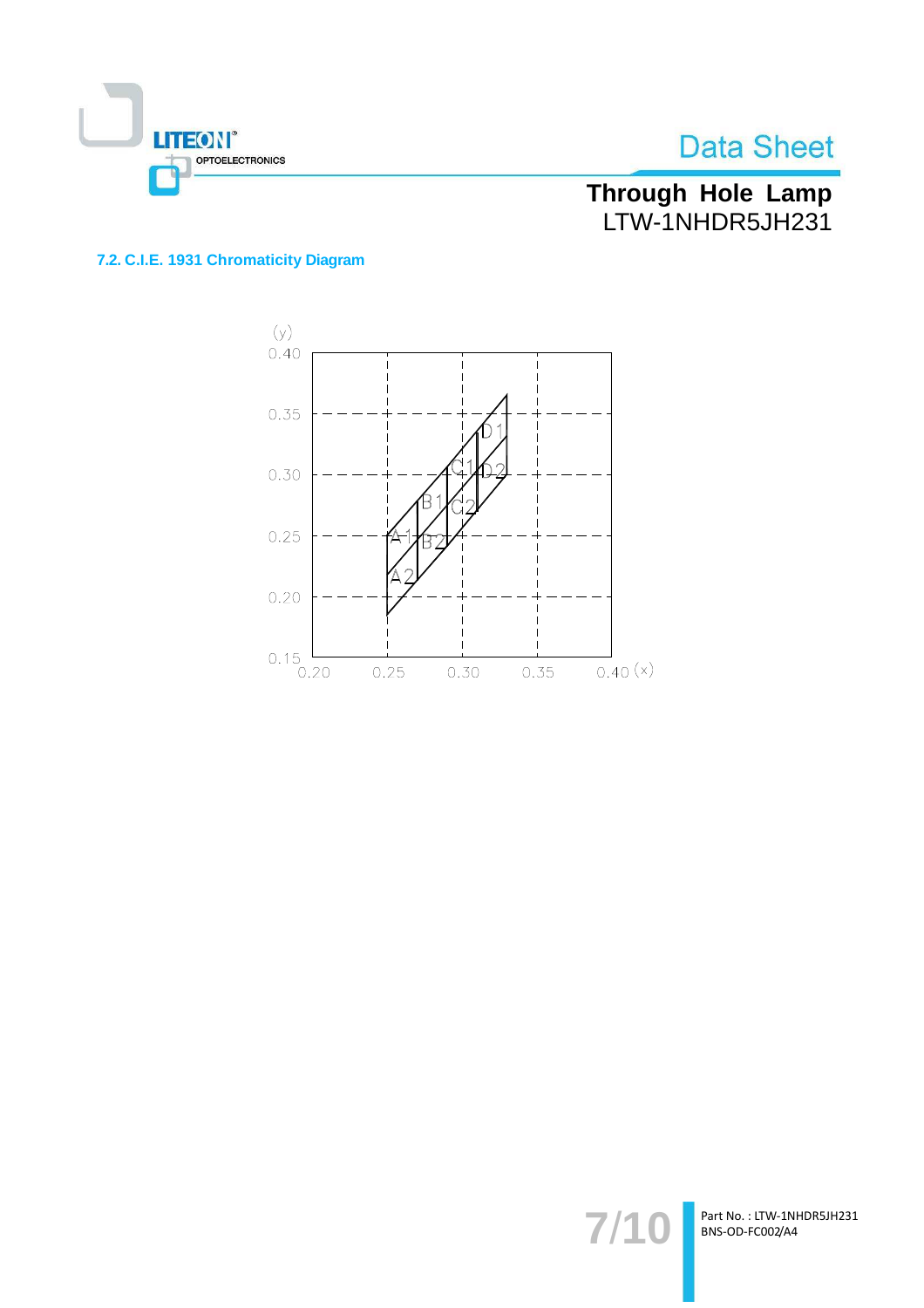### 7.2. C.I.E. 1931 Chromaticity Diagram

(y)
0.40
0.35
0.30
0.25
0.20
0.15

0.20 0.25 0.30 0.35 0.40 (x)

D1
C1 D2
B1 C2
A1 B2
A2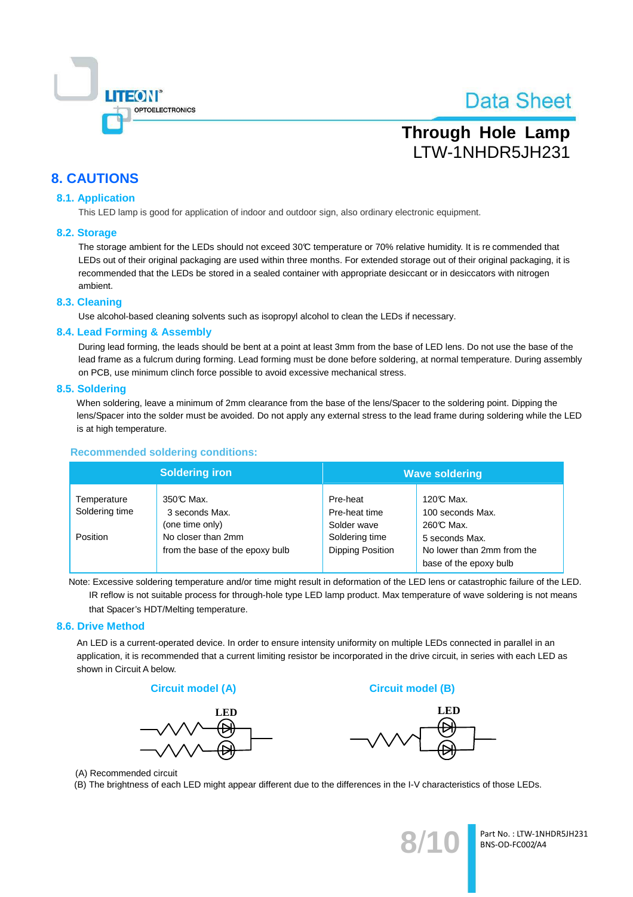# 8. CAUTIONS

## 8.1. Application

This LED lamp is good for application of indoor and outdoor sign, also ordinary electronic equipment.

## 8.2. Storage

The storage ambient for the LEDs should not exceed 30℃ temperature or 70% relative humidity. It is re commended that LEDs out of their original packaging are used within three months. For extended storage out of their original packaging, it is recommended that the LEDs be stored in a sealed container with appropriate desiccant or in desiccators with nitrogen ambient.

## 8.3. Cleaning

Use alcohol-based cleaning solvents such as isopropyl alcohol to clean the LEDs if necessary.

## 8.4. Lead Forming & Assembly

During lead forming, the leads should be bent at a point at least 3mm from the base of LED lens. Do not use the base of the lead frame as a fulcrum during forming. Lead forming must be done before soldering, at normal temperature. During assembly on PCB, use minimum clinch force possible to avoid excessive mechanical stress.

## 8.5. Soldering

When soldering, leave a minimum of 2mm clearance from the base of the lens/Spacer to the soldering point. Dipping the lens/Spacer into the solder must be avoided. Do not apply any external stress to the lead frame during soldering while the LED is at high temperature.

### Recommended soldering conditions:

| Soldering iron | | Wave soldering | |
|---|---|---|---|
| Temperature<br>Soldering time<br><br>Position | 350℃ Max.<br>3 seconds Max.<br>(one time only)<br>No closer than 2mm from the base of the epoxy bulb | Pre-heat<br>Pre-heat time<br>Solder wave<br>Soldering time<br>Dipping Position | 120℃ Max.<br>100 seconds Max.<br>260℃ Max.<br>5 seconds Max.<br>No lower than 2mm from the base of the epoxy bulb |

Note: Excessive soldering temperature and/or time might result in deformation of the LED lens or catastrophic failure of the LED. IR reflow is not suitable process for through-hole type LED lamp product. Max temperature of wave soldering is not means that Spacer's HDT/Melting temperature.

## 8.6. Drive Method

An LED is a current-operated device. In order to ensure intensity uniformity on multiple LEDs connected in parallel in an application, it is recommended that a current limiting resistor be incorporated in the drive circuit, in series with each LED as shown in Circuit A below.

Circuit model (A) | Circuit model (B)

(A) Recommended circuit

(B) The brightness of each LED might appear different due to the differences in the I-V characteristics of those LEDs.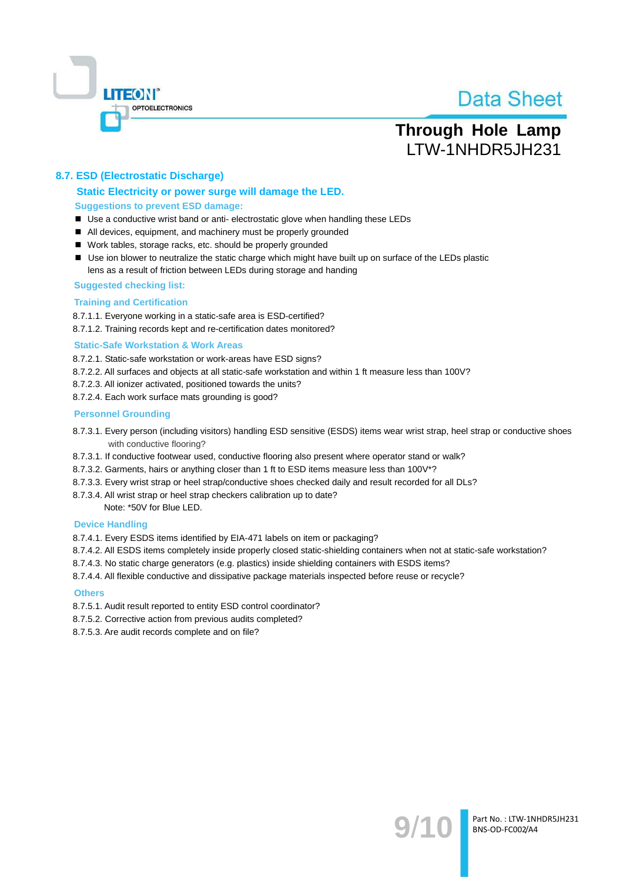## 8.7. ESD (Electrostatic Discharge)

### Static Electricity or power surge will damage the LED.

**Suggestions to prevent ESD damage:**

- Use a conductive wrist band or anti- electrostatic glove when handling these LEDs
- All devices, equipment, and machinery must be properly grounded
- Work tables, storage racks, etc. should be properly grounded
- Use ion blower to neutralize the static charge which might have built up on surface of the LEDs plastic lens as a result of friction between LEDs during storage and handing

**Suggested checking list:**

**Training and Certification**

8.7.1.1. Everyone working in a static-safe area is ESD-certified?
8.7.1.2. Training records kept and re-certification dates monitored?

**Static-Safe Workstation & Work Areas**

8.7.2.1. Static-safe workstation or work-areas have ESD signs?
8.7.2.2. All surfaces and objects at all static-safe workstation and within 1 ft measure less than 100V?
8.7.2.3. All ionizer activated, positioned towards the units?
8.7.2.4. Each work surface mats grounding is good?

**Personnel Grounding**

8.7.3.1. Every person (including visitors) handling ESD sensitive (ESDS) items wear wrist strap, heel strap or conductive shoes with conductive flooring?
8.7.3.1. If conductive footwear used, conductive flooring also present where operator stand or walk?
8.7.3.2. Garments, hairs or anything closer than 1 ft to ESD items measure less than 100V*?
8.7.3.3. Every wrist strap or heel strap/conductive shoes checked daily and result recorded for all DLs?
8.7.3.4. All wrist strap or heel strap checkers calibration up to date?
Note: *50V for Blue LED.

**Device Handling**

8.7.4.1. Every ESDS items identified by EIA-471 labels on item or packaging?
8.7.4.2. All ESDS items completely inside properly closed static-shielding containers when not at static-safe workstation?
8.7.4.3. No static charge generators (e.g. plastics) inside shielding containers with ESDS items?
8.7.4.4. All flexible conductive and dissipative package materials inspected before reuse or recycle?

**Others**

8.7.5.1. Audit result reported to entity ESD control coordinator?
8.7.5.2. Corrective action from previous audits completed?
8.7.5.3. Are audit records complete and on file?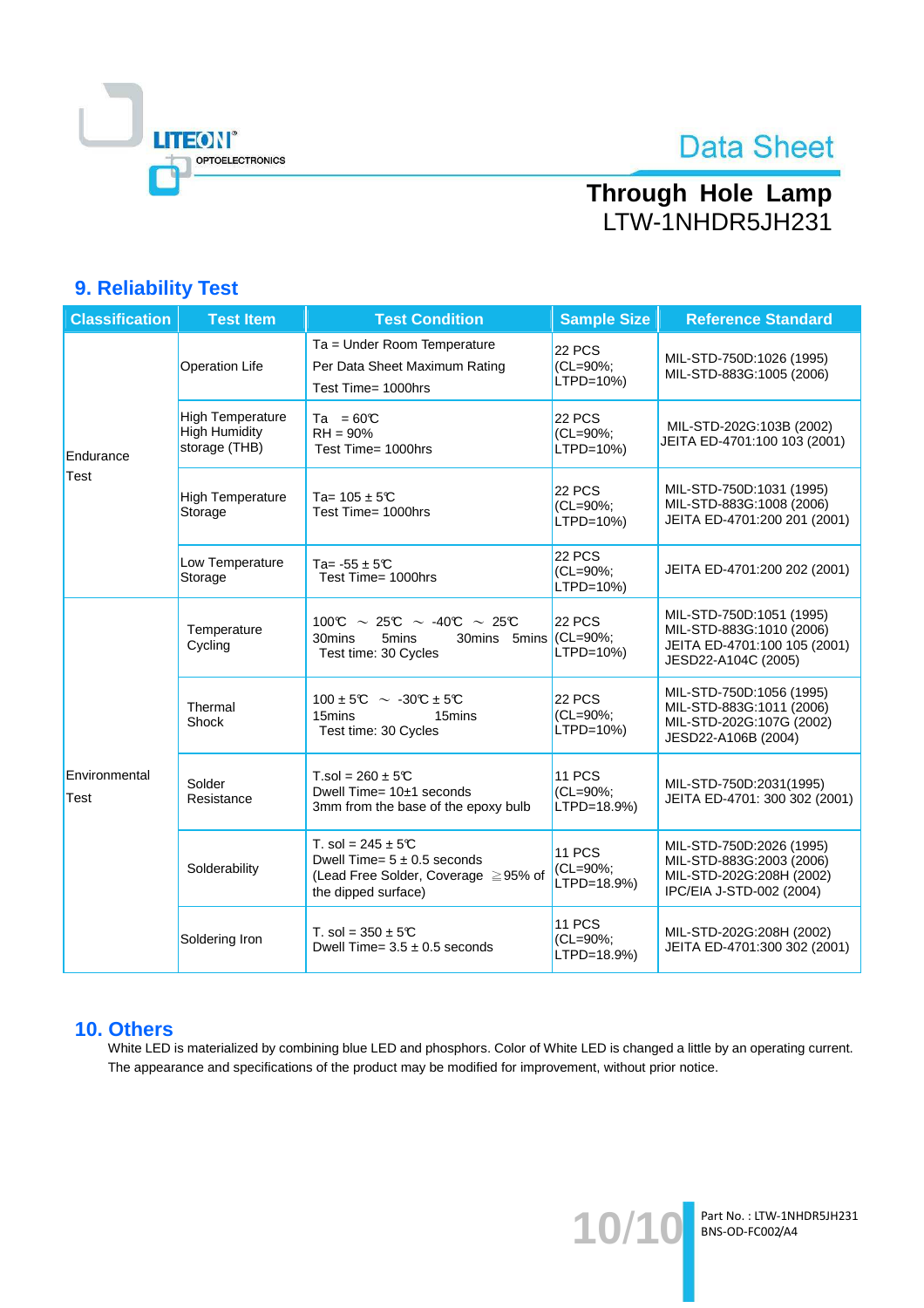## 9. Reliability Test

| Classification | Test Item | Test Condition | Sample Size | Reference Standard |
|---|---|---|---|---|
| Endurance Test | Operation Life | Ta = Under Room Temperature<br>Per Data Sheet Maximum Rating<br>Test Time= 1000hrs | 22 PCS (CL=90%; LTPD=10%) | MIL-STD-750D:1026 (1995)<br>MIL-STD-883G:1005 (2006) |
| | High Temperature High Humidity storage (THB) | Ta = 60℃<br>RH = 90%<br>Test Time= 1000hrs | 22 PCS (CL=90%; LTPD=10%) | MIL-STD-202G:103B (2002)<br>JEITA ED-4701:100 103 (2001) |
| | High Temperature Storage | Ta= 105 ± 5℃<br>Test Time= 1000hrs | 22 PCS (CL=90%; LTPD=10%) | MIL-STD-750D:1031 (1995)<br>MIL-STD-883G:1008 (2006)<br>JEITA ED-4701:200 201 (2001) |
| | Low Temperature Storage | Ta= -55 ± 5℃<br>Test Time= 1000hrs | 22 PCS (CL=90%; LTPD=10%) | JEITA ED-4701:200 202 (2001) |
| Environmental Test | Temperature Cycling | 100℃ ~ 25℃ ~ -40℃ ~ 25℃<br>30mins 5mins 30mins 5mins<br>Test time: 30 Cycles | 22 PCS (CL=90%; LTPD=10%) | MIL-STD-750D:1051 (1995)<br>MIL-STD-883G:1010 (2006)<br>JEITA ED-4701:100 105 (2001)<br>JESD22-A104C (2005) |
| | Thermal Shock | 100 ± 5℃ ~ -30℃ ± 5℃<br>15mins 15mins<br>Test time: 30 Cycles | 22 PCS (CL=90%; LTPD=10%) | MIL-STD-750D:1056 (1995)<br>MIL-STD-883G:1011 (2006)<br>MIL-STD-202G:107G (2002)<br>JESD22-A106B (2004) |
| | Solder Resistance | T.sol = 260 ± 5℃<br>Dwell Time= 10±1 seconds<br>3mm from the base of the epoxy bulb | 11 PCS (CL=90%; LTPD=18.9%) | MIL-STD-750D:2031(1995)<br>JEITA ED-4701: 300 302 (2001) |
| | Solderability | T. sol = 245 ± 5℃<br>Dwell Time= 5 ± 0.5 seconds<br>(Lead Free Solder, Coverage ≧95% of the dipped surface) | 11 PCS (CL=90%; LTPD=18.9%) | MIL-STD-750D:2026 (1995)<br>MIL-STD-883G:2003 (2006)<br>MIL-STD-202G:208H (2002)<br>IPC/EIA J-STD-002 (2004) |
| | Soldering Iron | T. sol = 350 ± 5℃<br>Dwell Time= 3.5 ± 0.5 seconds | 11 PCS (CL=90%; LTPD=18.9%) | MIL-STD-202G:208H (2002)<br>JEITA ED-4701:300 302 (2001) |

## 10. Others

White LED is materialized by combining blue LED and phosphors. Color of White LED is changed a little by an operating current.

The appearance and specifications of the product may be modified for improvement, without prior notice.